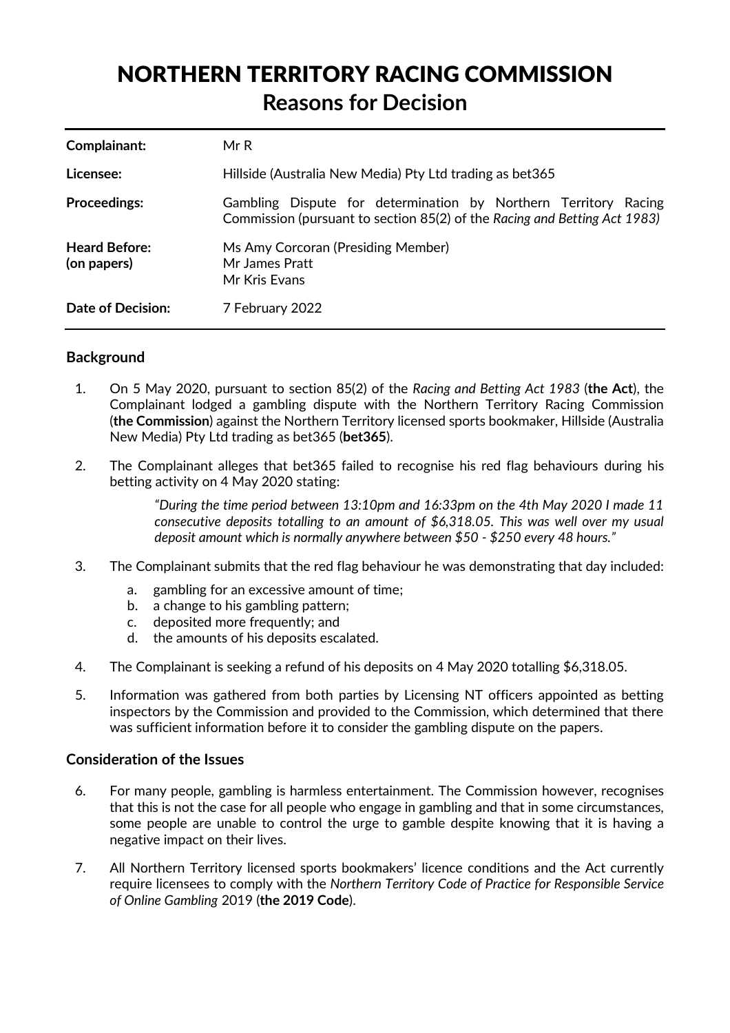# NORTHERN TERRITORY RACING COMMISSION
## Reasons for Decision

| | |
|---|---|
| **Complainant:** | Mr R |
| **Licensee:** | Hillside (Australia New Media) Pty Ltd trading as bet365 |
| **Proceedings:** | Gambling Dispute for determination by Northern Territory Racing Commission (pursuant to section 85(2) of the *Racing and Betting Act 1983)* |
| **Heard Before: (on papers)** | Ms Amy Corcoran (Presiding Member)<br>Mr James Pratt<br>Mr Kris Evans |
| **Date of Decision:** | 7 February 2022 |

### Background

1. On 5 May 2020, pursuant to section 85(2) of the *Racing and Betting Act 1983* (**the Act**), the Complainant lodged a gambling dispute with the Northern Territory Racing Commission (**the Commission**) against the Northern Territory licensed sports bookmaker, Hillside (Australia New Media) Pty Ltd trading as bet365 (**bet365**).

2. The Complainant alleges that bet365 failed to recognise his red flag behaviours during his betting activity on 4 May 2020 stating:

   > *"During the time period between 13:10pm and 16:33pm on the 4th May 2020 I made 11 consecutive deposits totalling to an amount of $6,318.05. This was well over my usual deposit amount which is normally anywhere between $50 - $250 every 48 hours."*

3. The Complainant submits that the red flag behaviour he was demonstrating that day included:
   a. gambling for an excessive amount of time;
   b. a change to his gambling pattern;
   c. deposited more frequently; and
   d. the amounts of his deposits escalated.

4. The Complainant is seeking a refund of his deposits on 4 May 2020 totalling $6,318.05.

5. Information was gathered from both parties by Licensing NT officers appointed as betting inspectors by the Commission and provided to the Commission, which determined that there was sufficient information before it to consider the gambling dispute on the papers.

### Consideration of the Issues

6. For many people, gambling is harmless entertainment. The Commission however, recognises that this is not the case for all people who engage in gambling and that in some circumstances, some people are unable to control the urge to gamble despite knowing that it is having a negative impact on their lives.

7. All Northern Territory licensed sports bookmakers' licence conditions and the Act currently require licensees to comply with the *Northern Territory Code of Practice for Responsible Service of Online Gambling* 2019 (**the 2019 Code**).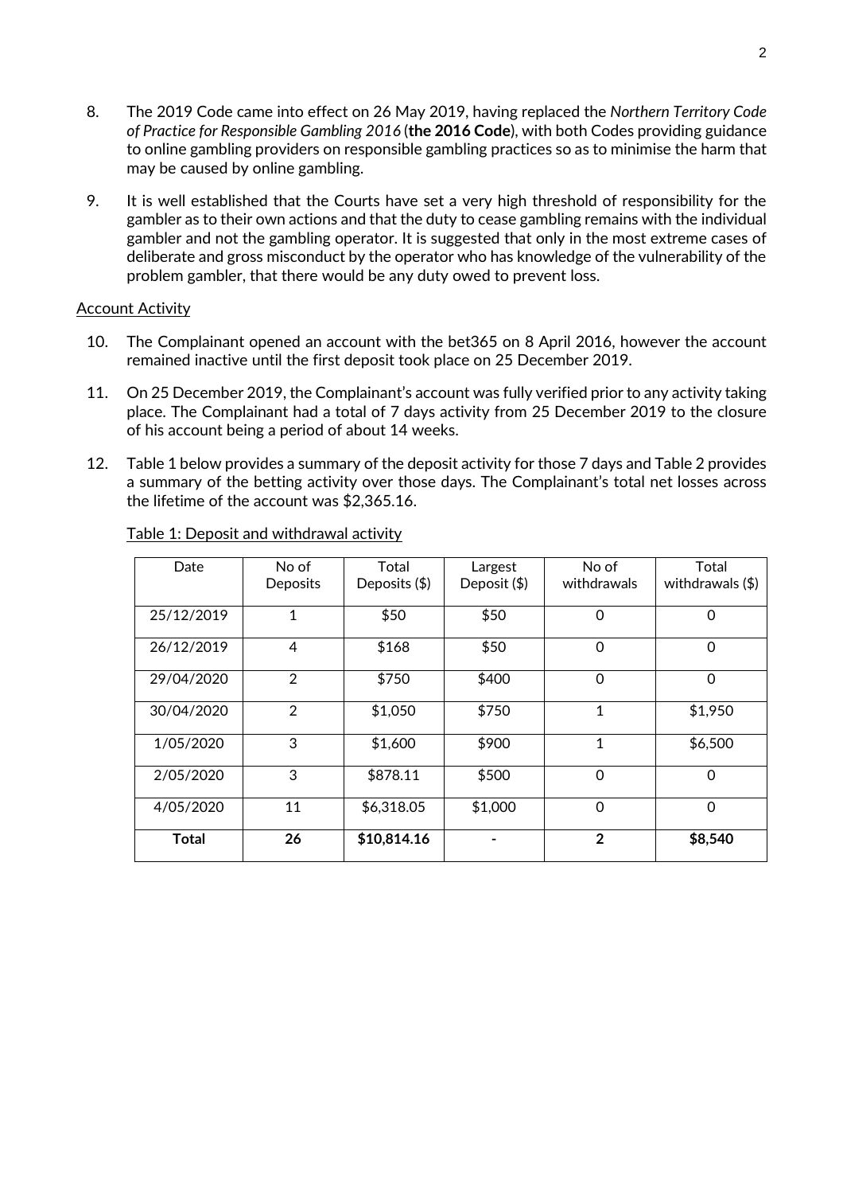8. The 2019 Code came into effect on 26 May 2019, having replaced the *Northern Territory Code of Practice for Responsible Gambling 2016* (**the 2016 Code**), with both Codes providing guidance to online gambling providers on responsible gambling practices so as to minimise the harm that may be caused by online gambling.

9. It is well established that the Courts have set a very high threshold of responsibility for the gambler as to their own actions and that the duty to cease gambling remains with the individual gambler and not the gambling operator. It is suggested that only in the most extreme cases of deliberate and gross misconduct by the operator who has knowledge of the vulnerability of the problem gambler, that there would be any duty owed to prevent loss.

Account Activity

10. The Complainant opened an account with the bet365 on 8 April 2016, however the account remained inactive until the first deposit took place on 25 December 2019.

11. On 25 December 2019, the Complainant's account was fully verified prior to any activity taking place. The Complainant had a total of 7 days activity from 25 December 2019 to the closure of his account being a period of about 14 weeks.

12. Table 1 below provides a summary of the deposit activity for those 7 days and Table 2 provides a summary of the betting activity over those days. The Complainant's total net losses across the lifetime of the account was $2,365.16.

Table 1: Deposit and withdrawal activity

| Date | No of Deposits | Total Deposits ($) | Largest Deposit ($) | No of withdrawals | Total withdrawals ($) |
|---|---|---|---|---|---|
| 25/12/2019 | 1 | $50 | $50 | 0 | 0 |
| 26/12/2019 | 4 | $168 | $50 | 0 | 0 |
| 29/04/2020 | 2 | $750 | $400 | 0 | 0 |
| 30/04/2020 | 2 | $1,050 | $750 | 1 | $1,950 |
| 1/05/2020 | 3 | $1,600 | $900 | 1 | $6,500 |
| 2/05/2020 | 3 | $878.11 | $500 | 0 | 0 |
| 4/05/2020 | 11 | $6,318.05 | $1,000 | 0 | 0 |
| **Total** | **26** | **$10,814.16** | **-** | **2** | **$8,540** |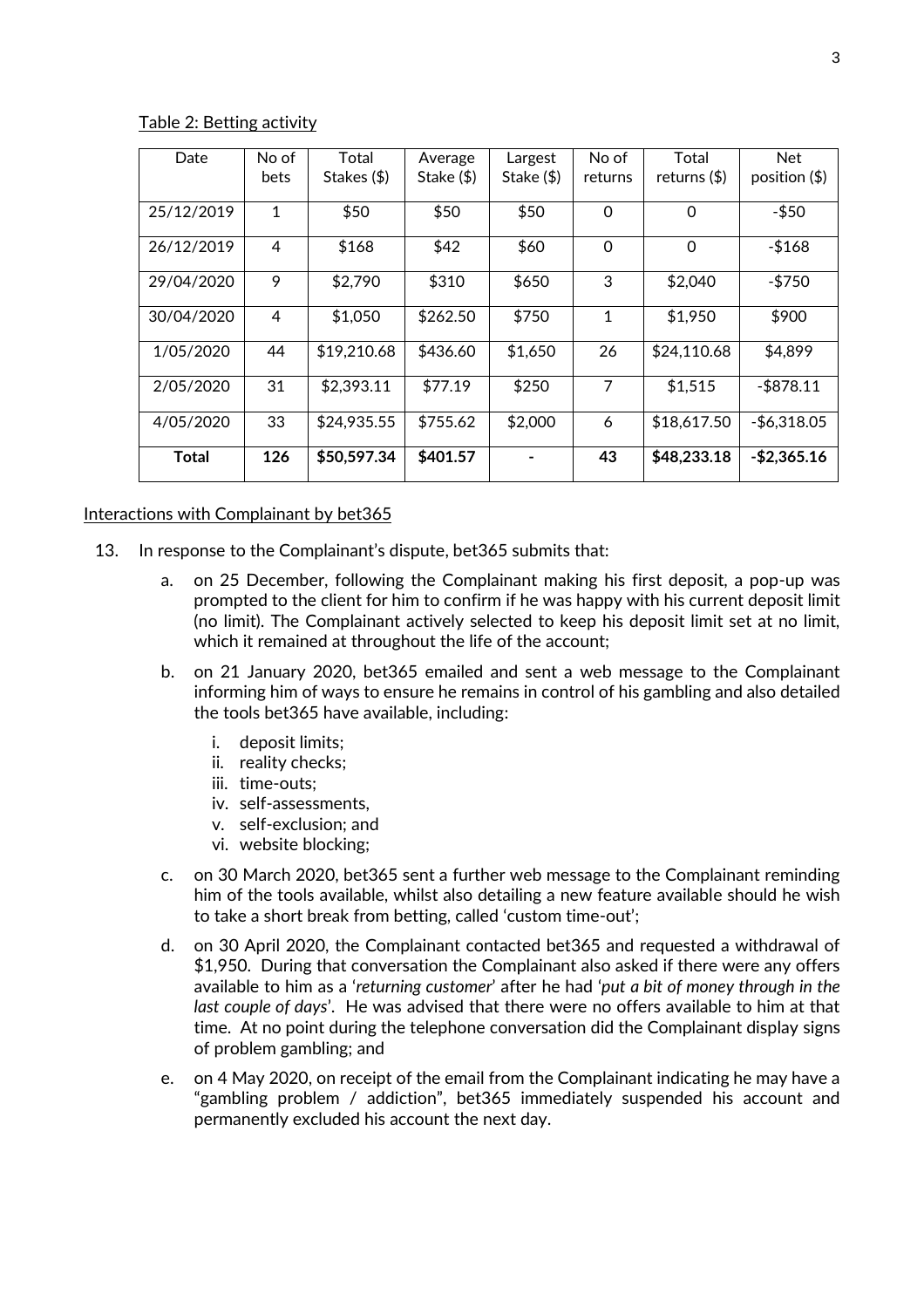Table 2: Betting activity

| Date | No of bets | Total Stakes ($) | Average Stake ($) | Largest Stake ($) | No of returns | Total returns ($) | Net position ($) |
|---|---|---|---|---|---|---|---|
| 25/12/2019 | 1 | $50 | $50 | $50 | 0 | 0 | -$50 |
| 26/12/2019 | 4 | $168 | $42 | $60 | 0 | 0 | -$168 |
| 29/04/2020 | 9 | $2,790 | $310 | $650 | 3 | $2,040 | -$750 |
| 30/04/2020 | 4 | $1,050 | $262.50 | $750 | 1 | $1,950 | $900 |
| 1/05/2020 | 44 | $19,210.68 | $436.60 | $1,650 | 26 | $24,110.68 | $4,899 |
| 2/05/2020 | 31 | $2,393.11 | $77.19 | $250 | 7 | $1,515 | -$878.11 |
| 4/05/2020 | 33 | $24,935.55 | $755.62 | $2,000 | 6 | $18,617.50 | -$6,318.05 |
| **Total** | **126** | **$50,597.34** | **$401.57** | **-** | **43** | **$48,233.18** | **-$2,365.16** |

Interactions with Complainant by bet365

13. In response to the Complainant's dispute, bet365 submits that:

    a. on 25 December, following the Complainant making his first deposit, a pop-up was prompted to the client for him to confirm if he was happy with his current deposit limit (no limit). The Complainant actively selected to keep his deposit limit set at no limit, which it remained at throughout the life of the account;

    b. on 21 January 2020, bet365 emailed and sent a web message to the Complainant informing him of ways to ensure he remains in control of his gambling and also detailed the tools bet365 have available, including:

        i. deposit limits;
        ii. reality checks;
        iii. time-outs;
        iv. self-assessments,
        v. self-exclusion; and
        vi. website blocking;

    c. on 30 March 2020, bet365 sent a further web message to the Complainant reminding him of the tools available, whilst also detailing a new feature available should he wish to take a short break from betting, called 'custom time-out';

    d. on 30 April 2020, the Complainant contacted bet365 and requested a withdrawal of $1,950. During that conversation the Complainant also asked if there were any offers available to him as a '*returning customer*' after he had '*put a bit of money through in the last couple of days*'. He was advised that there were no offers available to him at that time. At no point during the telephone conversation did the Complainant display signs of problem gambling; and

    e. on 4 May 2020, on receipt of the email from the Complainant indicating he may have a "gambling problem / addiction", bet365 immediately suspended his account and permanently excluded his account the next day.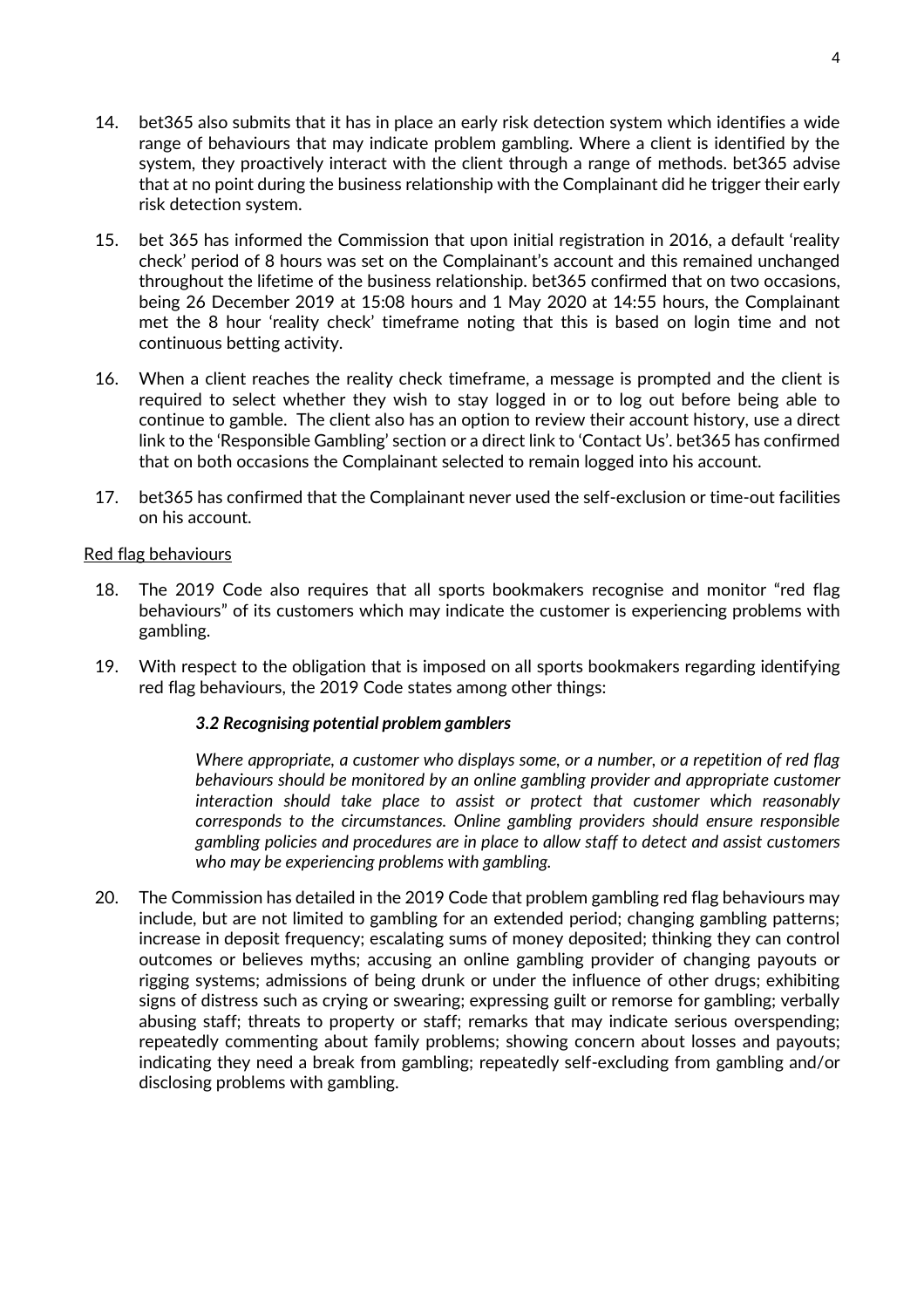14. bet365 also submits that it has in place an early risk detection system which identifies a wide range of behaviours that may indicate problem gambling. Where a client is identified by the system, they proactively interact with the client through a range of methods. bet365 advise that at no point during the business relationship with the Complainant did he trigger their early risk detection system.

15. bet 365 has informed the Commission that upon initial registration in 2016, a default 'reality check' period of 8 hours was set on the Complainant's account and this remained unchanged throughout the lifetime of the business relationship. bet365 confirmed that on two occasions, being 26 December 2019 at 15:08 hours and 1 May 2020 at 14:55 hours, the Complainant met the 8 hour 'reality check' timeframe noting that this is based on login time and not continuous betting activity.

16. When a client reaches the reality check timeframe, a message is prompted and the client is required to select whether they wish to stay logged in or to log out before being able to continue to gamble. The client also has an option to review their account history, use a direct link to the 'Responsible Gambling' section or a direct link to 'Contact Us'. bet365 has confirmed that on both occasions the Complainant selected to remain logged into his account.

17. bet365 has confirmed that the Complainant never used the self-exclusion or time-out facilities on his account.

<u>Red flag behaviours</u>

18. The 2019 Code also requires that all sports bookmakers recognise and monitor "red flag behaviours" of its customers which may indicate the customer is experiencing problems with gambling.

19. With respect to the obligation that is imposed on all sports bookmakers regarding identifying red flag behaviours, the 2019 Code states among other things:

    ***3.2 Recognising potential problem gamblers***

    *Where appropriate, a customer who displays some, or a number, or a repetition of red flag behaviours should be monitored by an online gambling provider and appropriate customer interaction should take place to assist or protect that customer which reasonably corresponds to the circumstances. Online gambling providers should ensure responsible gambling policies and procedures are in place to allow staff to detect and assist customers who may be experiencing problems with gambling.*

20. The Commission has detailed in the 2019 Code that problem gambling red flag behaviours may include, but are not limited to gambling for an extended period; changing gambling patterns; increase in deposit frequency; escalating sums of money deposited; thinking they can control outcomes or believes myths; accusing an online gambling provider of changing payouts or rigging systems; admissions of being drunk or under the influence of other drugs; exhibiting signs of distress such as crying or swearing; expressing guilt or remorse for gambling; verbally abusing staff; threats to property or staff; remarks that may indicate serious overspending; repeatedly commenting about family problems; showing concern about losses and payouts; indicating they need a break from gambling; repeatedly self-excluding from gambling and/or disclosing problems with gambling.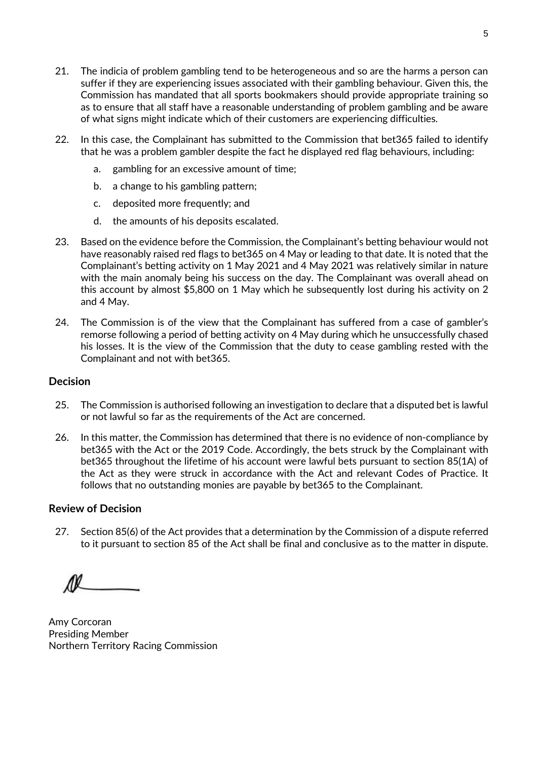21. The indicia of problem gambling tend to be heterogeneous and so are the harms a person can suffer if they are experiencing issues associated with their gambling behaviour. Given this, the Commission has mandated that all sports bookmakers should provide appropriate training so as to ensure that all staff have a reasonable understanding of problem gambling and be aware of what signs might indicate which of their customers are experiencing difficulties.

22. In this case, the Complainant has submitted to the Commission that bet365 failed to identify that he was a problem gambler despite the fact he displayed red flag behaviours, including:

    a. gambling for an excessive amount of time;

    b. a change to his gambling pattern;

    c. deposited more frequently; and

    d. the amounts of his deposits escalated.

23. Based on the evidence before the Commission, the Complainant's betting behaviour would not have reasonably raised red flags to bet365 on 4 May or leading to that date. It is noted that the Complainant's betting activity on 1 May 2021 and 4 May 2021 was relatively similar in nature with the main anomaly being his success on the day. The Complainant was overall ahead on this account by almost $5,800 on 1 May which he subsequently lost during his activity on 2 and 4 May.

24. The Commission is of the view that the Complainant has suffered from a case of gambler's remorse following a period of betting activity on 4 May during which he unsuccessfully chased his losses. It is the view of the Commission that the duty to cease gambling rested with the Complainant and not with bet365.

## Decision

25. The Commission is authorised following an investigation to declare that a disputed bet is lawful or not lawful so far as the requirements of the Act are concerned.

26. In this matter, the Commission has determined that there is no evidence of non-compliance by bet365 with the Act or the 2019 Code. Accordingly, the bets struck by the Complainant with bet365 throughout the lifetime of his account were lawful bets pursuant to section 85(1A) of the Act as they were struck in accordance with the Act and relevant Codes of Practice. It follows that no outstanding monies are payable by bet365 to the Complainant.

## Review of Decision

27. Section 85(6) of the Act provides that a determination by the Commission of a dispute referred to it pursuant to section 85 of the Act shall be final and conclusive as to the matter in dispute.

Amy Corcoran
Presiding Member
Northern Territory Racing Commission